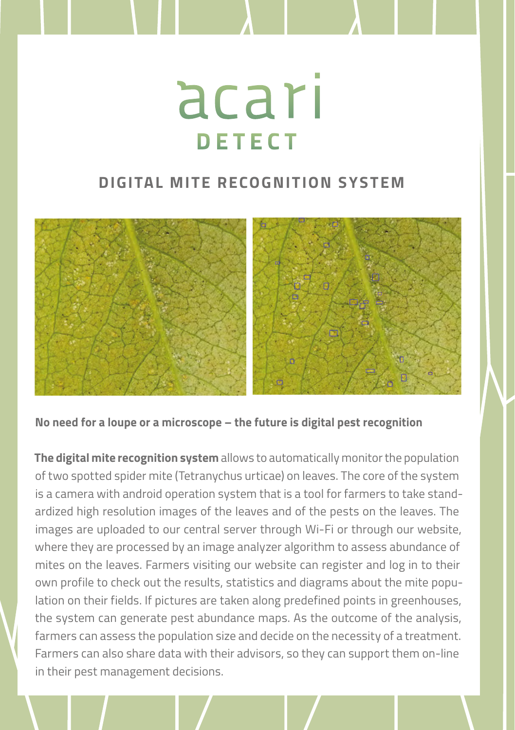# acari DETECT

## DIGITAL MITE RECOGNITION SYSTEM

**No need for a loupe or a microscope – the future is digital pest recognition**

**The digital mite recognition system** allows to automatically monitor the population of two spotted spider mite (Tetranychus urticae) on leaves. The core of the system is a camera with android operation system that is a tool for farmers to take standardized high resolution images of the leaves and of the pests on the leaves. The images are uploaded to our central server through Wi-Fi or through our website, where they are processed by an image analyzer algorithm to assess abundance of mites on the leaves. Farmers visiting our website can register and log in to their own profile to check out the results, statistics and diagrams about the mite population on their fields. If pictures are taken along predefined points in greenhouses, the system can generate pest abundance maps. As the outcome of the analysis, farmers can assess the population size and decide on the necessity of a treatment. Farmers can also share data with their advisors, so they can support them on-line in their pest management decisions.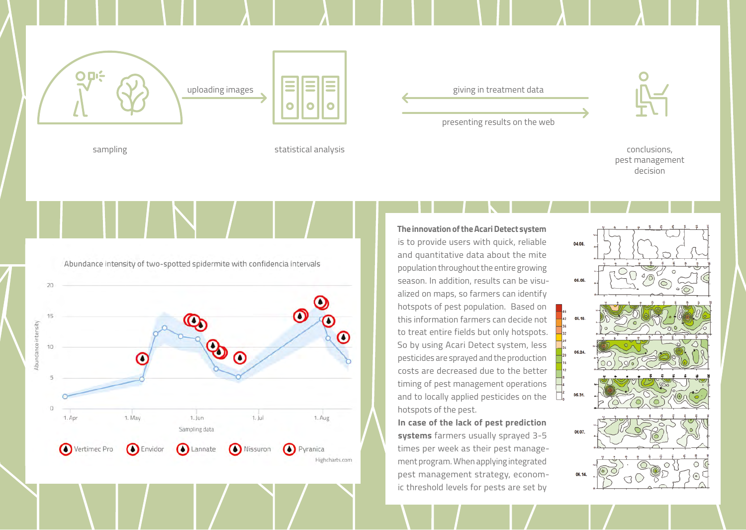sampling

uploading images

statistical analysis

giving in treatment data

presenting results on the web

conclusions, pest management decision

Abundance intensity of two-spotted spidermite with confidencia intervals

Vertimec Pro · Envidor · Lannate · Nissuron · Pyranica

**The innovation of the Acari Detect system** is to provide users with quick, reliable and quantitative data about the mite population throughout the entire growing season. In addition, results can be visualized on maps, so farmers can identify hotspots of pest population. Based on this information farmers can decide not to treat entire fields but only hotspots. So by using Acari Detect system, less pesticides are sprayed and the production costs are decreased due to the better timing of pest management operations and to locally applied pesticides on the hotspots of the pest.

**In case of the lack of pest prediction systems** farmers usually sprayed 3-5 times per week as their pest management program. When applying integrated pest management strategy, economic threshold levels for pests are set by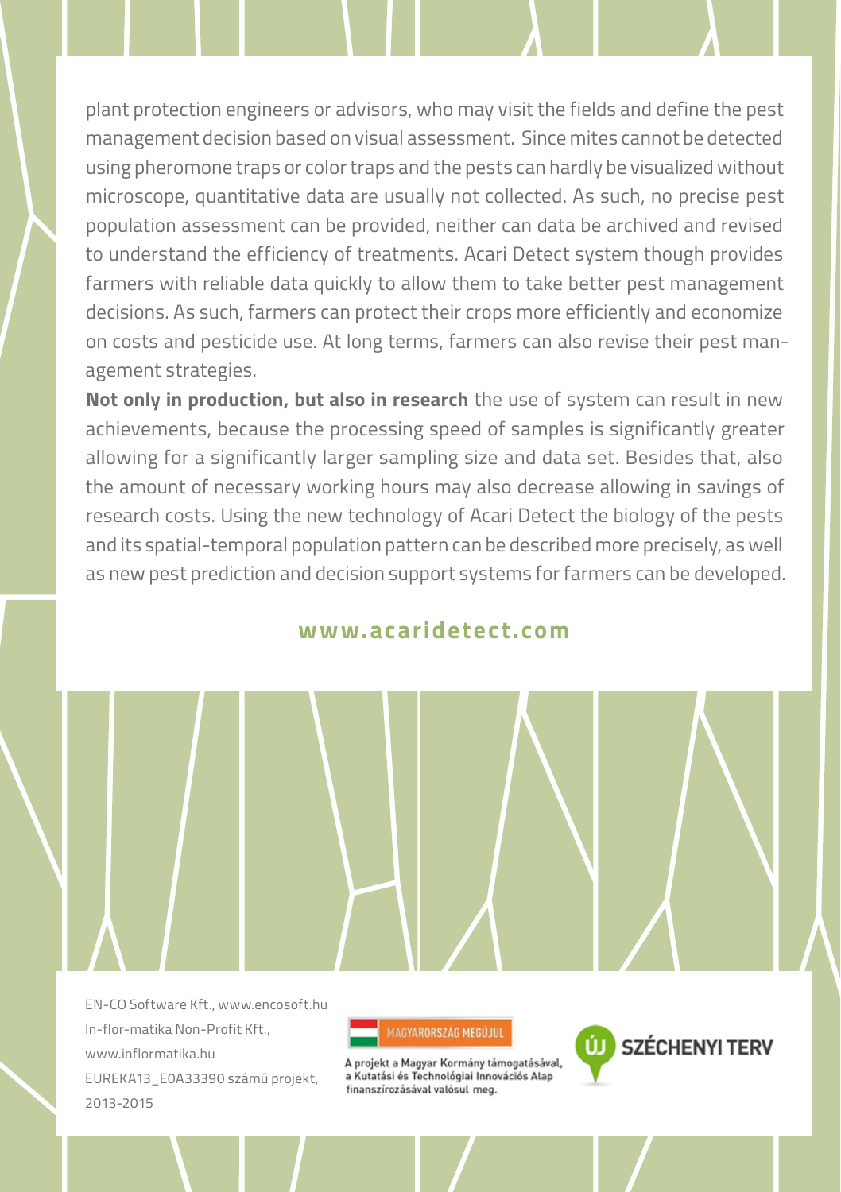plant protection engineers or advisors, who may visit the fields and define the pest management decision based on visual assessment. Since mites cannot be detected using pheromone traps or color traps and the pests can hardly be visualized without microscope, quantitative data are usually not collected. As such, no precise pest population assessment can be provided, neither can data be archived and revised to understand the efficiency of treatments. Acari Detect system though provides farmers with reliable data quickly to allow them to take better pest management decisions. As such, farmers can protect their crops more efficiently and economize on costs and pesticide use. At long terms, farmers can also revise their pest management strategies.

**Not only in production, but also in research** the use of system can result in new achievements, because the processing speed of samples is significantly greater allowing for a significantly larger sampling size and data set. Besides that, also the amount of necessary working hours may also decrease allowing in savings of research costs. Using the new technology of Acari Detect the biology of the pests and its spatial-temporal population pattern can be described more precisely, as well as new pest prediction and decision support systems for farmers can be developed.

**www.acaridetect.com**

EN-CO Software Kft., www.encosoft.hu
In-flor-matika Non-Profit Kft., www.inflormatika.hu
EUREKA13_E0A33390 számú projekt, 2013-2015

MAGYARORSZÁG MEGÚJUL

A projekt a Magyar Kormány támogatásával, a Kutatási és Technológiai Innovációs Alap finanszírozásával valósul meg.

ÚJ SZÉCHENYI TERV